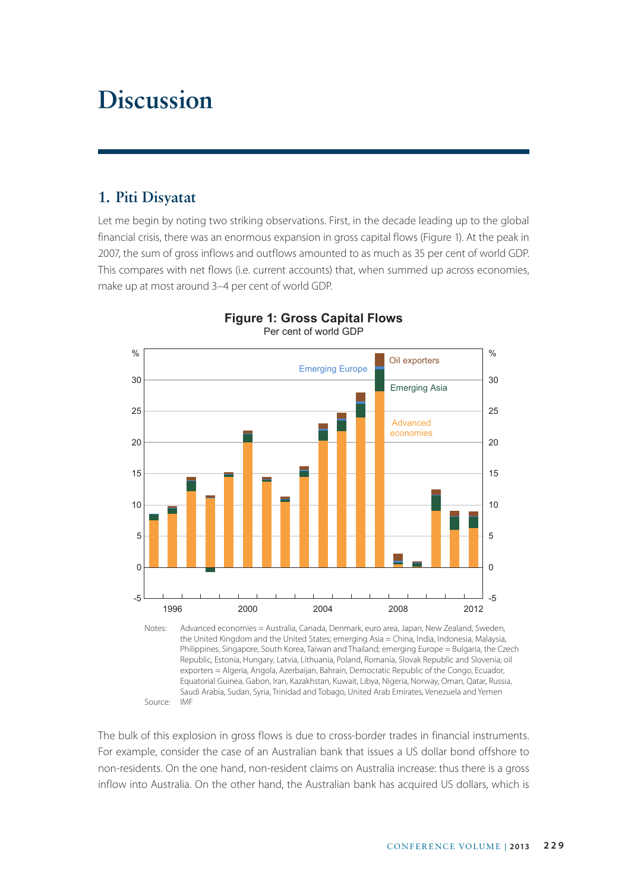# Discussion

## 1. Piti Disyatat

Let me begin by noting two striking observations. First, in the decade leading up to the global financial crisis, there was an enormous expansion in gross capital flows (Figure 1). At the peak in 2007, the sum of gross inflows and outflows amounted to as much as 35 per cent of world GDP. This compares with net flows (i.e. current accounts) that, when summed up across economies, make up at most around 3–4 per cent of world GDP.

**Figure 1: Gross Capital Flows**
Per cent of world GDP

Notes: Advanced economies = Australia, Canada, Denmark, euro area, Japan, New Zealand, Sweden, the United Kingdom and the United States; emerging Asia = China, India, Indonesia, Malaysia, Philippines, Singapore, South Korea, Taiwan and Thailand; emerging Europe = Bulgaria, the Czech Republic, Estonia, Hungary, Latvia, Lithuania, Poland, Romania, Slovak Republic and Slovenia; oil exporters = Algeria, Angola, Azerbaijan, Bahrain, Democratic Republic of the Congo, Ecuador, Equatorial Guinea, Gabon, Iran, Kazakhstan, Kuwait, Libya, Nigeria, Norway, Oman, Qatar, Russia, Saudi Arabia, Sudan, Syria, Trinidad and Tobago, United Arab Emirates, Venezuela and Yemen

Source: IMF

The bulk of this explosion in gross flows is due to cross-border trades in financial instruments. For example, consider the case of an Australian bank that issues a US dollar bond offshore to non-residents. On the one hand, non-resident claims on Australia increase: thus there is a gross inflow into Australia. On the other hand, the Australian bank has acquired US dollars, which is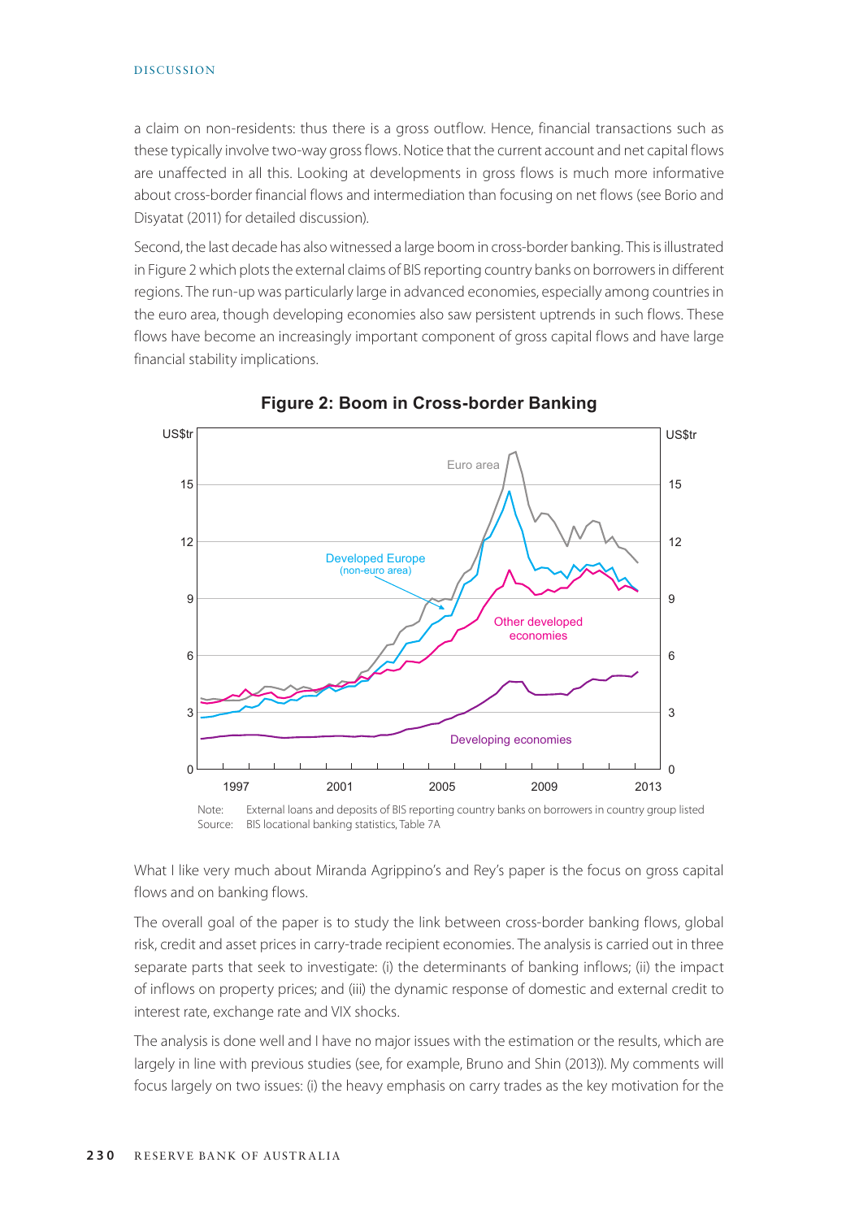a claim on non-residents: thus there is a gross outflow. Hence, financial transactions such as these typically involve two-way gross flows. Notice that the current account and net capital flows are unaffected in all this. Looking at developments in gross flows is much more informative about cross-border financial flows and intermediation than focusing on net flows (see Borio and Disyatat (2011) for detailed discussion).

Second, the last decade has also witnessed a large boom in cross-border banking. This is illustrated in Figure 2 which plots the external claims of BIS reporting country banks on borrowers in different regions. The run-up was particularly large in advanced economies, especially among countries in the euro area, though developing economies also saw persistent uptrends in such flows. These flows have become an increasingly important component of gross capital flows and have large financial stability implications.

**Figure 2: Boom in Cross-border Banking**

Note: External loans and deposits of BIS reporting country banks on borrowers in country group listed
Source: BIS locational banking statistics, Table 7A

What I like very much about Miranda Agrippino's and Rey's paper is the focus on gross capital flows and on banking flows.

The overall goal of the paper is to study the link between cross-border banking flows, global risk, credit and asset prices in carry-trade recipient economies. The analysis is carried out in three separate parts that seek to investigate: (i) the determinants of banking inflows; (ii) the impact of inflows on property prices; and (iii) the dynamic response of domestic and external credit to interest rate, exchange rate and VIX shocks.

The analysis is done well and I have no major issues with the estimation or the results, which are largely in line with previous studies (see, for example, Bruno and Shin (2013)). My comments will focus largely on two issues: (i) the heavy emphasis on carry trades as the key motivation for the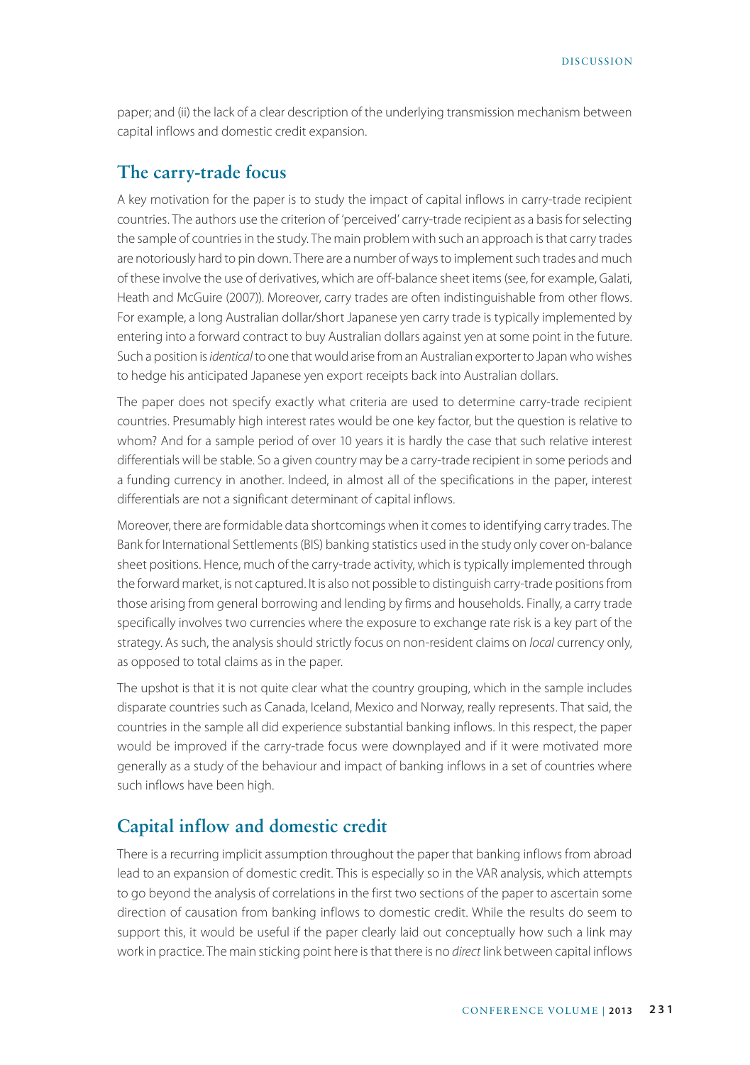paper; and (ii) the lack of a clear description of the underlying transmission mechanism between capital inflows and domestic credit expansion.

## The carry-trade focus

A key motivation for the paper is to study the impact of capital inflows in carry-trade recipient countries. The authors use the criterion of 'perceived' carry-trade recipient as a basis for selecting the sample of countries in the study. The main problem with such an approach is that carry trades are notoriously hard to pin down. There are a number of ways to implement such trades and much of these involve the use of derivatives, which are off-balance sheet items (see, for example, Galati, Heath and McGuire (2007)). Moreover, carry trades are often indistinguishable from other flows. For example, a long Australian dollar/short Japanese yen carry trade is typically implemented by entering into a forward contract to buy Australian dollars against yen at some point in the future. Such a position is *identical* to one that would arise from an Australian exporter to Japan who wishes to hedge his anticipated Japanese yen export receipts back into Australian dollars.

The paper does not specify exactly what criteria are used to determine carry-trade recipient countries. Presumably high interest rates would be one key factor, but the question is relative to whom? And for a sample period of over 10 years it is hardly the case that such relative interest differentials will be stable. So a given country may be a carry-trade recipient in some periods and a funding currency in another. Indeed, in almost all of the specifications in the paper, interest differentials are not a significant determinant of capital inflows.

Moreover, there are formidable data shortcomings when it comes to identifying carry trades. The Bank for International Settlements (BIS) banking statistics used in the study only cover on-balance sheet positions. Hence, much of the carry-trade activity, which is typically implemented through the forward market, is not captured. It is also not possible to distinguish carry-trade positions from those arising from general borrowing and lending by firms and households. Finally, a carry trade specifically involves two currencies where the exposure to exchange rate risk is a key part of the strategy. As such, the analysis should strictly focus on non-resident claims on *local* currency only, as opposed to total claims as in the paper.

The upshot is that it is not quite clear what the country grouping, which in the sample includes disparate countries such as Canada, Iceland, Mexico and Norway, really represents. That said, the countries in the sample all did experience substantial banking inflows. In this respect, the paper would be improved if the carry-trade focus were downplayed and if it were motivated more generally as a study of the behaviour and impact of banking inflows in a set of countries where such inflows have been high.

## Capital inflow and domestic credit

There is a recurring implicit assumption throughout the paper that banking inflows from abroad lead to an expansion of domestic credit. This is especially so in the VAR analysis, which attempts to go beyond the analysis of correlations in the first two sections of the paper to ascertain some direction of causation from banking inflows to domestic credit. While the results do seem to support this, it would be useful if the paper clearly laid out conceptually how such a link may work in practice. The main sticking point here is that there is no *direct* link between capital inflows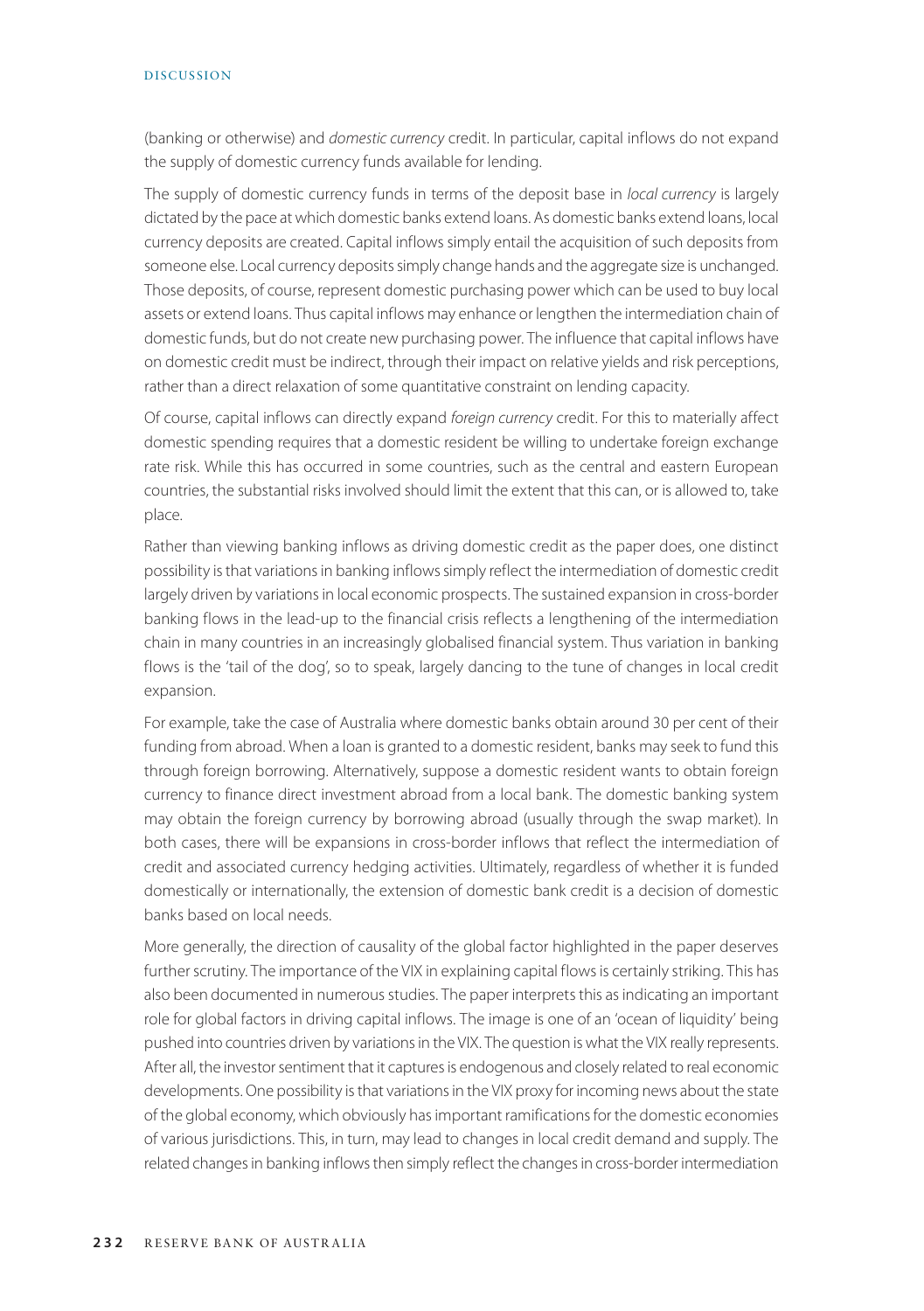(banking or otherwise) and *domestic currency* credit. In particular, capital inflows do not expand the supply of domestic currency funds available for lending.

The supply of domestic currency funds in terms of the deposit base in *local currency* is largely dictated by the pace at which domestic banks extend loans. As domestic banks extend loans, local currency deposits are created. Capital inflows simply entail the acquisition of such deposits from someone else. Local currency deposits simply change hands and the aggregate size is unchanged. Those deposits, of course, represent domestic purchasing power which can be used to buy local assets or extend loans. Thus capital inflows may enhance or lengthen the intermediation chain of domestic funds, but do not create new purchasing power. The influence that capital inflows have on domestic credit must be indirect, through their impact on relative yields and risk perceptions, rather than a direct relaxation of some quantitative constraint on lending capacity.

Of course, capital inflows can directly expand *foreign currency* credit. For this to materially affect domestic spending requires that a domestic resident be willing to undertake foreign exchange rate risk. While this has occurred in some countries, such as the central and eastern European countries, the substantial risks involved should limit the extent that this can, or is allowed to, take place.

Rather than viewing banking inflows as driving domestic credit as the paper does, one distinct possibility is that variations in banking inflows simply reflect the intermediation of domestic credit largely driven by variations in local economic prospects. The sustained expansion in cross-border banking flows in the lead-up to the financial crisis reflects a lengthening of the intermediation chain in many countries in an increasingly globalised financial system. Thus variation in banking flows is the 'tail of the dog', so to speak, largely dancing to the tune of changes in local credit expansion.

For example, take the case of Australia where domestic banks obtain around 30 per cent of their funding from abroad. When a loan is granted to a domestic resident, banks may seek to fund this through foreign borrowing. Alternatively, suppose a domestic resident wants to obtain foreign currency to finance direct investment abroad from a local bank. The domestic banking system may obtain the foreign currency by borrowing abroad (usually through the swap market). In both cases, there will be expansions in cross-border inflows that reflect the intermediation of credit and associated currency hedging activities. Ultimately, regardless of whether it is funded domestically or internationally, the extension of domestic bank credit is a decision of domestic banks based on local needs.

More generally, the direction of causality of the global factor highlighted in the paper deserves further scrutiny. The importance of the VIX in explaining capital flows is certainly striking. This has also been documented in numerous studies. The paper interprets this as indicating an important role for global factors in driving capital inflows. The image is one of an 'ocean of liquidity' being pushed into countries driven by variations in the VIX. The question is what the VIX really represents. After all, the investor sentiment that it captures is endogenous and closely related to real economic developments. One possibility is that variations in the VIX proxy for incoming news about the state of the global economy, which obviously has important ramifications for the domestic economies of various jurisdictions. This, in turn, may lead to changes in local credit demand and supply. The related changes in banking inflows then simply reflect the changes in cross-border intermediation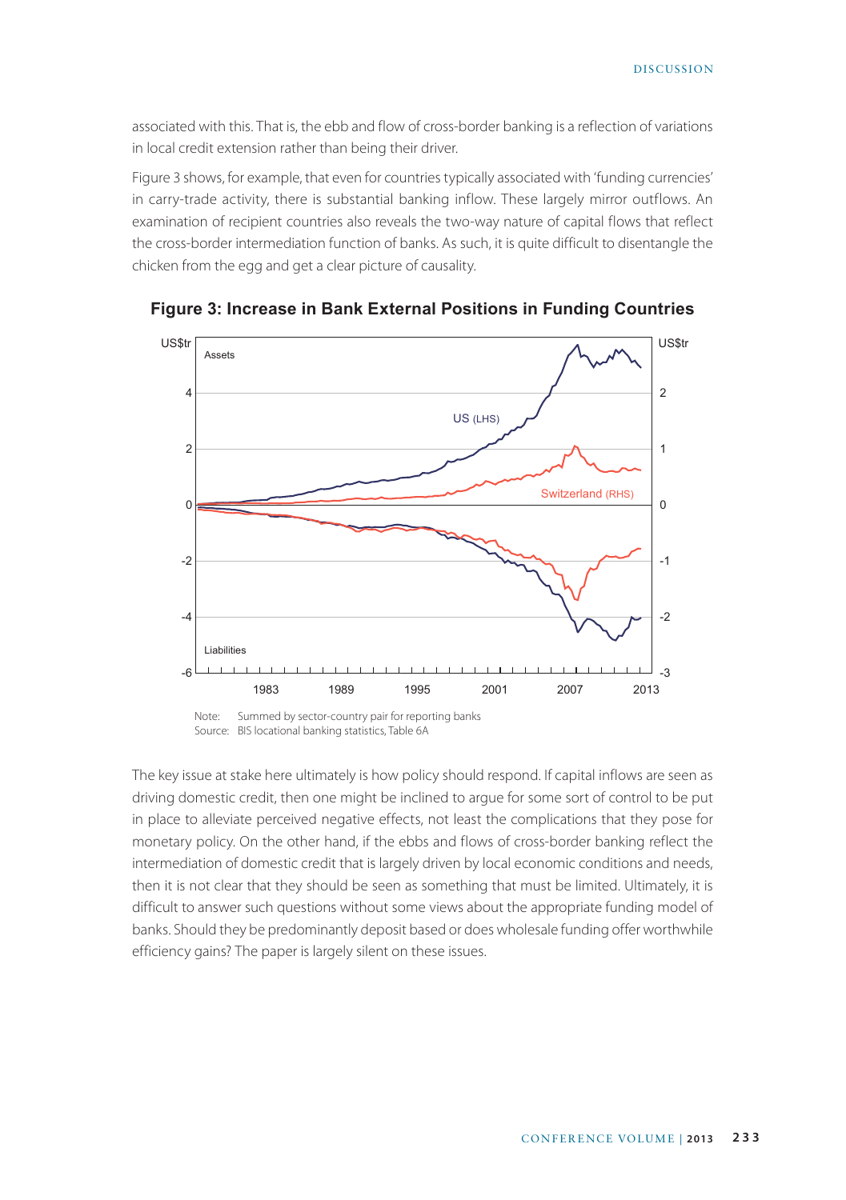associated with this. That is, the ebb and flow of cross-border banking is a reflection of variations in local credit extension rather than being their driver.

Figure 3 shows, for example, that even for countries typically associated with 'funding currencies' in carry-trade activity, there is substantial banking inflow. These largely mirror outflows. An examination of recipient countries also reveals the two-way nature of capital flows that reflect the cross-border intermediation function of banks. As such, it is quite difficult to disentangle the chicken from the egg and get a clear picture of causality.

**Figure 3: Increase in Bank External Positions in Funding Countries**

Note: Summed by sector-country pair for reporting banks
Source: BIS locational banking statistics, Table 6A

The key issue at stake here ultimately is how policy should respond. If capital inflows are seen as driving domestic credit, then one might be inclined to argue for some sort of control to be put in place to alleviate perceived negative effects, not least the complications that they pose for monetary policy. On the other hand, if the ebbs and flows of cross-border banking reflect the intermediation of domestic credit that is largely driven by local economic conditions and needs, then it is not clear that they should be seen as something that must be limited. Ultimately, it is difficult to answer such questions without some views about the appropriate funding model of banks. Should they be predominantly deposit based or does wholesale funding offer worthwhile efficiency gains? The paper is largely silent on these issues.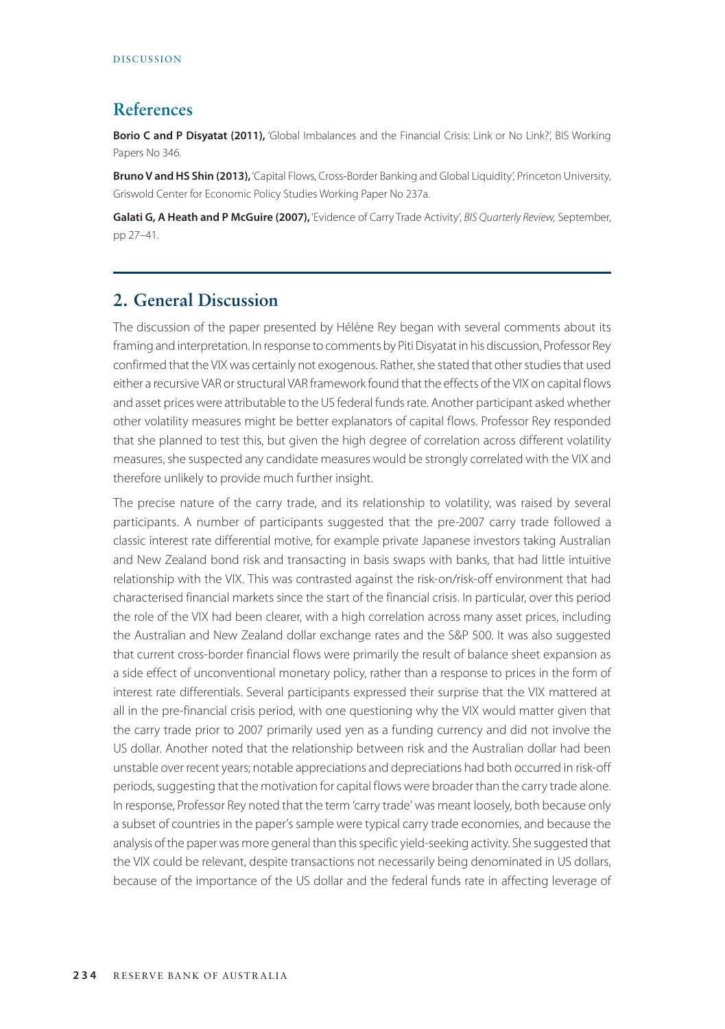## References

**Borio C and P Disyatat (2011),** 'Global Imbalances and the Financial Crisis: Link or No Link?', BIS Working Papers No 346.

**Bruno V and HS Shin (2013),** 'Capital Flows, Cross-Border Banking and Global Liquidity', Princeton University, Griswold Center for Economic Policy Studies Working Paper No 237a.

**Galati G, A Heath and P McGuire (2007),** 'Evidence of Carry Trade Activity', *BIS Quarterly Review,* September, pp 27–41.

---

## 2. General Discussion

The discussion of the paper presented by Hélène Rey began with several comments about its framing and interpretation. In response to comments by Piti Disyatat in his discussion, Professor Rey confirmed that the VIX was certainly not exogenous. Rather, she stated that other studies that used either a recursive VAR or structural VAR framework found that the effects of the VIX on capital flows and asset prices were attributable to the US federal funds rate. Another participant asked whether other volatility measures might be better explanators of capital flows. Professor Rey responded that she planned to test this, but given the high degree of correlation across different volatility measures, she suspected any candidate measures would be strongly correlated with the VIX and therefore unlikely to provide much further insight.

The precise nature of the carry trade, and its relationship to volatility, was raised by several participants. A number of participants suggested that the pre-2007 carry trade followed a classic interest rate differential motive, for example private Japanese investors taking Australian and New Zealand bond risk and transacting in basis swaps with banks, that had little intuitive relationship with the VIX. This was contrasted against the risk-on/risk-off environment that had characterised financial markets since the start of the financial crisis. In particular, over this period the role of the VIX had been clearer, with a high correlation across many asset prices, including the Australian and New Zealand dollar exchange rates and the S&P 500. It was also suggested that current cross-border financial flows were primarily the result of balance sheet expansion as a side effect of unconventional monetary policy, rather than a response to prices in the form of interest rate differentials. Several participants expressed their surprise that the VIX mattered at all in the pre-financial crisis period, with one questioning why the VIX would matter given that the carry trade prior to 2007 primarily used yen as a funding currency and did not involve the US dollar. Another noted that the relationship between risk and the Australian dollar had been unstable over recent years; notable appreciations and depreciations had both occurred in risk-off periods, suggesting that the motivation for capital flows were broader than the carry trade alone. In response, Professor Rey noted that the term 'carry trade' was meant loosely, both because only a subset of countries in the paper's sample were typical carry trade economies, and because the analysis of the paper was more general than this specific yield-seeking activity. She suggested that the VIX could be relevant, despite transactions not necessarily being denominated in US dollars, because of the importance of the US dollar and the federal funds rate in affecting leverage of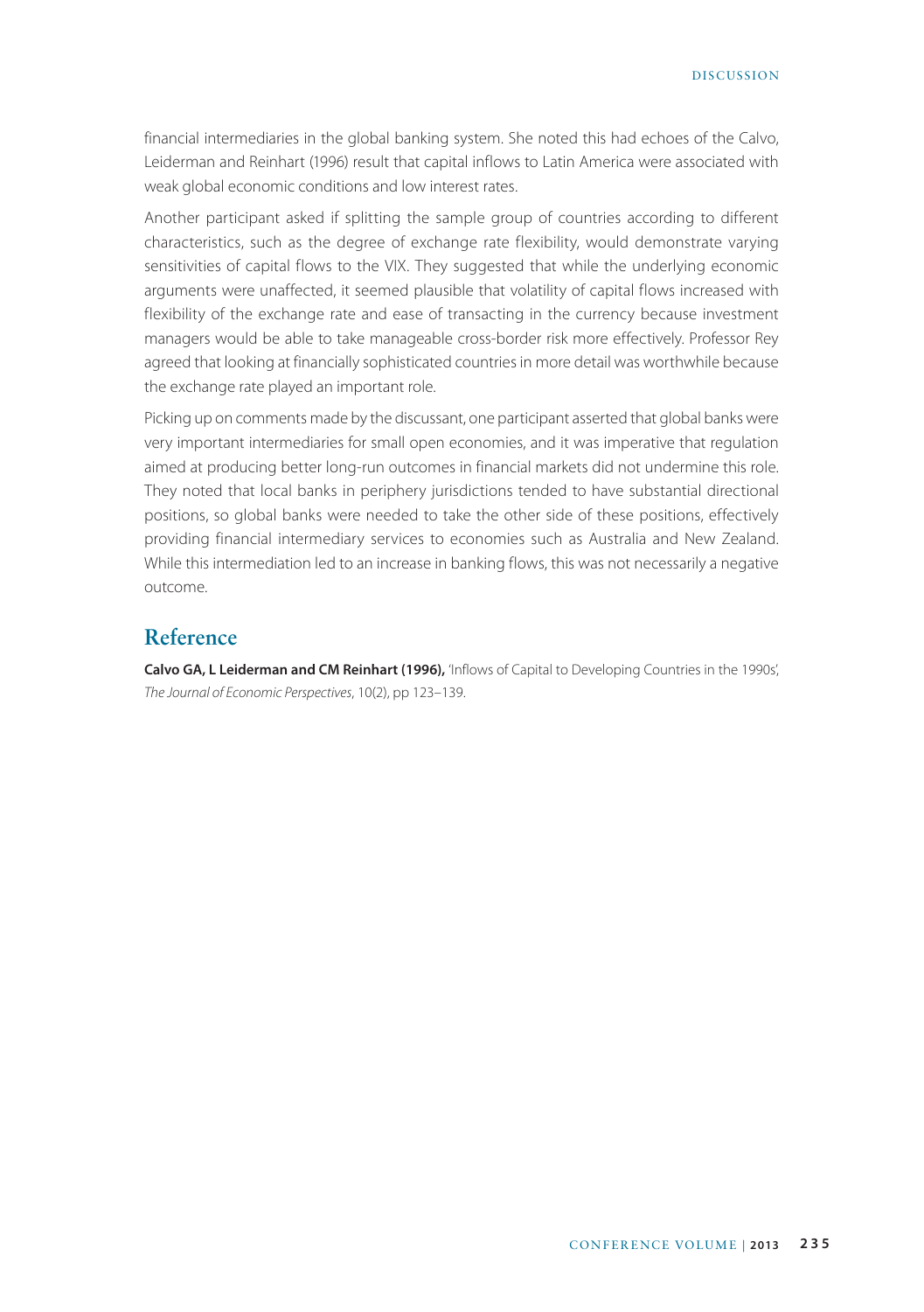financial intermediaries in the global banking system. She noted this had echoes of the Calvo, Leiderman and Reinhart (1996) result that capital inflows to Latin America were associated with weak global economic conditions and low interest rates.

Another participant asked if splitting the sample group of countries according to different characteristics, such as the degree of exchange rate flexibility, would demonstrate varying sensitivities of capital flows to the VIX. They suggested that while the underlying economic arguments were unaffected, it seemed plausible that volatility of capital flows increased with flexibility of the exchange rate and ease of transacting in the currency because investment managers would be able to take manageable cross-border risk more effectively. Professor Rey agreed that looking at financially sophisticated countries in more detail was worthwhile because the exchange rate played an important role.

Picking up on comments made by the discussant, one participant asserted that global banks were very important intermediaries for small open economies, and it was imperative that regulation aimed at producing better long-run outcomes in financial markets did not undermine this role. They noted that local banks in periphery jurisdictions tended to have substantial directional positions, so global banks were needed to take the other side of these positions, effectively providing financial intermediary services to economies such as Australia and New Zealand. While this intermediation led to an increase in banking flows, this was not necessarily a negative outcome.

## Reference

**Calvo GA, L Leiderman and CM Reinhart (1996),** 'Inflows of Capital to Developing Countries in the 1990s', *The Journal of Economic Perspectives*, 10(2), pp 123–139.